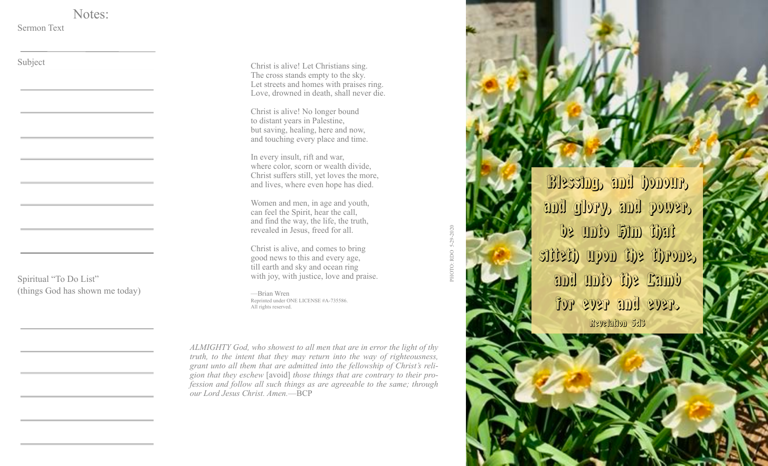# Notes:

Sermon Text

______________________________

Subject

______________________________

______________________________

______________________________

______________________________

______________________________

______________________________

______________________________

______________________________

Spiritual "To Do List"
(things God has shown me today)

______________________________

______________________________

______________________________

______________________________

______________________________

______________________________

Christ is alive! Let Christians sing.
The cross stands empty to the sky.
Let streets and homes with praises ring.
Love, drowned in death, shall never die.

Christ is alive! No longer bound
to distant years in Palestine,
but saving, healing, here and now,
and touching every place and time.

In every insult, rift and war,
where color, scorn or wealth divide,
Christ suffers still, yet loves the more,
and lives, where even hope has died.

Women and men, in age and youth,
can feel the Spirit, hear the call,
and find the way, the life, the truth,
revealed in Jesus, freed for all.

Christ is alive, and comes to bring
good news to this and every age,
till earth and sky and ocean ring
with joy, with justice, love and praise.

—Brian Wren
Reprinted under ONE LICENSE #A-735586.
All rights reserved.

*ALMIGHTY God, who showest to all men that are in error the light of thy truth, to the intent that they may return into the way of righteousness, grant unto all them that are admitted into the fellowship of Christ's religion that they eschew* [avoid] *those things that are contrary to their profession and follow all such things as are agreeable to the same; through our Lord Jesus Christ. Amen.*—BCP

PHOTO: RDO 5-29-2020

Blessing, and honour, and glory, and power, be unto Him that sitteth upon the throne, and unto the Lamb for ever and ever.

Revelation 5:13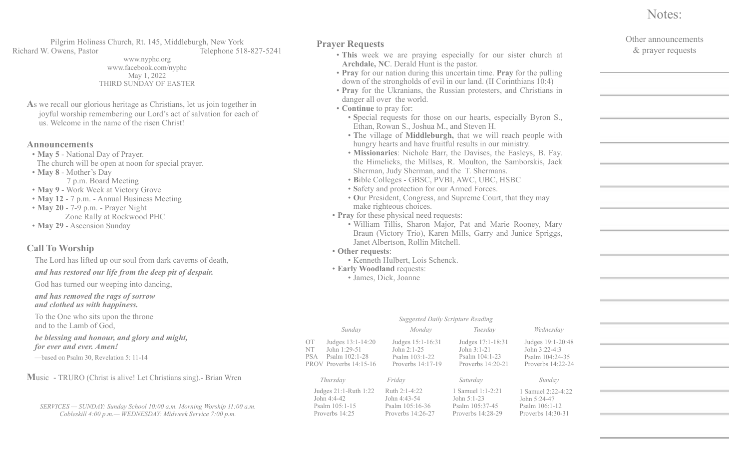Pilgrim Holiness Church, Rt. 145, Middleburgh, New York

Richard W. Owens, Pastor — Telephone 518-827-5241

www.nyphc.org

www.facebook.com/nyphc

May 1, 2022

THIRD SUNDAY OF EASTER

As we recall our glorious heritage as Christians, let us join together in joyful worship remembering our Lord's act of salvation for each of us. Welcome in the name of the risen Christ!

## Announcements

- **May 5** - National Day of Prayer. The church will be open at noon for special prayer.
- **May 8** - Mother's Day
  7 p.m. Board Meeting
- **May 9** - Work Week at Victory Grove
- **May 12** - 7 p.m. - Annual Business Meeting
- **May 20** - 7-9 p.m. - Prayer Night
  Zone Rally at Rockwood PHC
- **May 29** - Ascension Sunday

## Call To Worship

The Lord has lifted up our soul from dark caverns of death,

***and has restored our life from the deep pit of despair.***

God has turned our weeping into dancing,

***and has removed the rags of sorrow and clothed us with happiness.***

To the One who sits upon the throne and to the Lamb of God,

***be blessing and honour, and glory and might, for ever and ever. Amen!***

—based on Psalm 30, Revelation 5: 11-14

**M**usic - TRURO (Christ is alive! Let Christians sing).- Brian Wren

*SERVICES — SUNDAY: Sunday School 10:00 a.m. Morning Worship 11:00 a.m. Cobleskill 4:00 p.m.— WEDNESDAY: Midweek Service 7:00 p.m.*

## Prayer Requests

- **This** week we are praying especially for our sister church at **Archdale, NC**. Derald Hunt is the pastor.
- **Pray** for our nation during this uncertain time. **Pray** for the pulling down of the strongholds of evil in our land. (II Corinthians 10:4)
- **Pray** for the Ukranians, the Russian protesters, and Christians in danger all over the world.
- **Continue** to pray for:
  - **S**pecial requests for those on our hearts, especially Byron S., Ethan, Rowan S., Joshua M., and Steven H.
  - **T**he village of **Middleburgh,** that we will reach people with hungry hearts and have fruitful results in our ministry.
  - **Missionaries**: Nichole Barr, the Davises, the Easleys, B. Fay. the Himelicks, the Millses, R. Moulton, the Samborskis, Jack Sherman, Judy Sherman, and the T. Shermans.
  - **B**ible Colleges - GBSC, PVBI, AWC, UBC, HSBC
  - **S**afety and protection for our Armed Forces.
  - **O**ur President, Congress, and Supreme Court, that they may make righteous choices.
- **Pray** for these physical need requests:
  - William Tillis, Sharon Major, Pat and Marie Rooney, Mary Braun (Victory Trio), Karen Mills, Garry and Junice Spriggs, Janet Albertson, Rollin Mitchell.
- **Other requests**:
  - Kenneth Hulbert, Lois Schenck.
- **Early Woodland** requests:
  - James, Dick, Joanne

*Suggested Daily Scripture Reading*

| | *Sunday* | *Monday* | *Tuesday* | *Wednesday* |
|---|---|---|---|---|
| OT | Judges 13:1-14:20 | Judges 15:1-16:31 | Judges 17:1-18:31 | Judges 19:1-20:48 |
| NT | John 1:29-51 | John 2:1-25 | John 3:1-21 | John 3:22-4:3 |
| PSA | Psalm 102:1-28 | Psalm 103:1-22 | Psalm 104:1-23 | Psalm 104:24-35 |
| PROV | Proverbs 14:15-16 | Proverbs 14:17-19 | Proverbs 14:20-21 | Proverbs 14:22-24 |

| *Thursday* | *Friday* | *Saturday* | *Sunday* |
|---|---|---|---|
| Judges 21:1-Ruth 1:22 | Ruth 2:1-4:22 | 1 Samuel 1:1-2:21 | 1 Samuel 2:22-4:22 |
| John 4:4-42 | John 4:43-54 | John 5:1-23 | John 5:24-47 |
| Psalm 105:1-15 | Psalm 105:16-36 | Psalm 105:37-45 | Psalm 106:1-12 |
| Proverbs 14:25 | Proverbs 14:26-27 | Proverbs 14:28-29 | Proverbs 14:30-31 |

## Notes:

Other announcements & prayer requests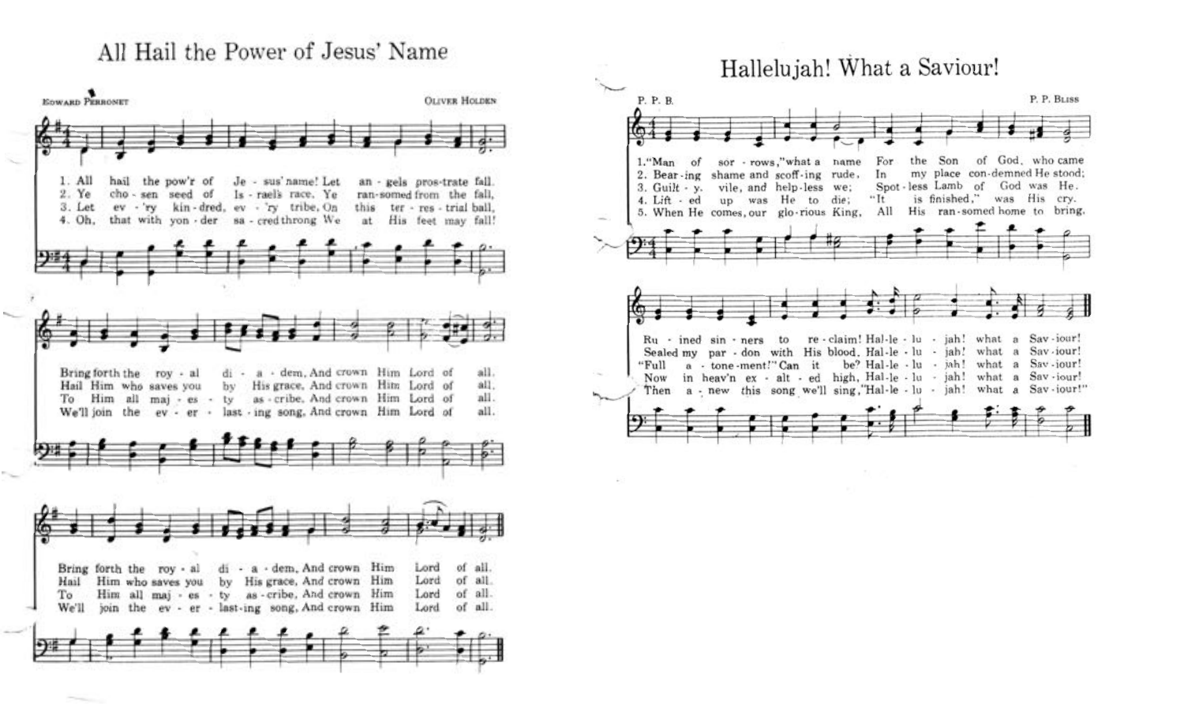# All Hail the Power of Jesus' Name

Edward Perronet — Oliver Holden

1. All hail the pow'r of Jesus' name! Let angels prostrate fall.
   Bring forth the royal diadem, And crown Him Lord of all.
   Bring forth the royal diadem, And crown Him Lord of all.

2. Ye chosen seed of Israel's race, Ye ransomed from the fall,
   Hail Him who saves you by His grace, And crown Him Lord of all.
   Hail Him who saves you by His grace, And crown Him Lord of all.

3. Let ev'ry kindred, ev'ry tribe, On this terrestrial ball,
   To Him all majesty ascribe, And crown Him Lord of all.
   To Him all majesty ascribe, And crown Him Lord of all.

4. Oh, that with yonder sacred throng We at His feet may fall!
   We'll join the everlasting song, And crown Him Lord of all.
   We'll join the everlasting song, And crown Him Lord of all.

# Hallelujah! What a Saviour!

P. P. B. — P. P. Bliss

1. "Man of sorrows," what a name For the Son of God, who came
   Ruined sinners to reclaim! Hallelujah! what a Saviour!

2. Bearing shame and scoffing rude, In my place condemned He stood;
   Sealed my pardon with His blood, Hallelujah! what a Saviour!

3. Guilty, vile, and helpless we; Spotless Lamb of God was He.
   "Full atonement!" Can it be? Hallelujah! what a Saviour!

4. Lifted up was He to die; "It is finished," was His cry.
   Now in heav'n exalted high, Hallelujah! what a Saviour!

5. When He comes, our glorious King, All His ransomed home to bring,
   Then anew this song we'll sing, "Hallelujah! what a Saviour!"